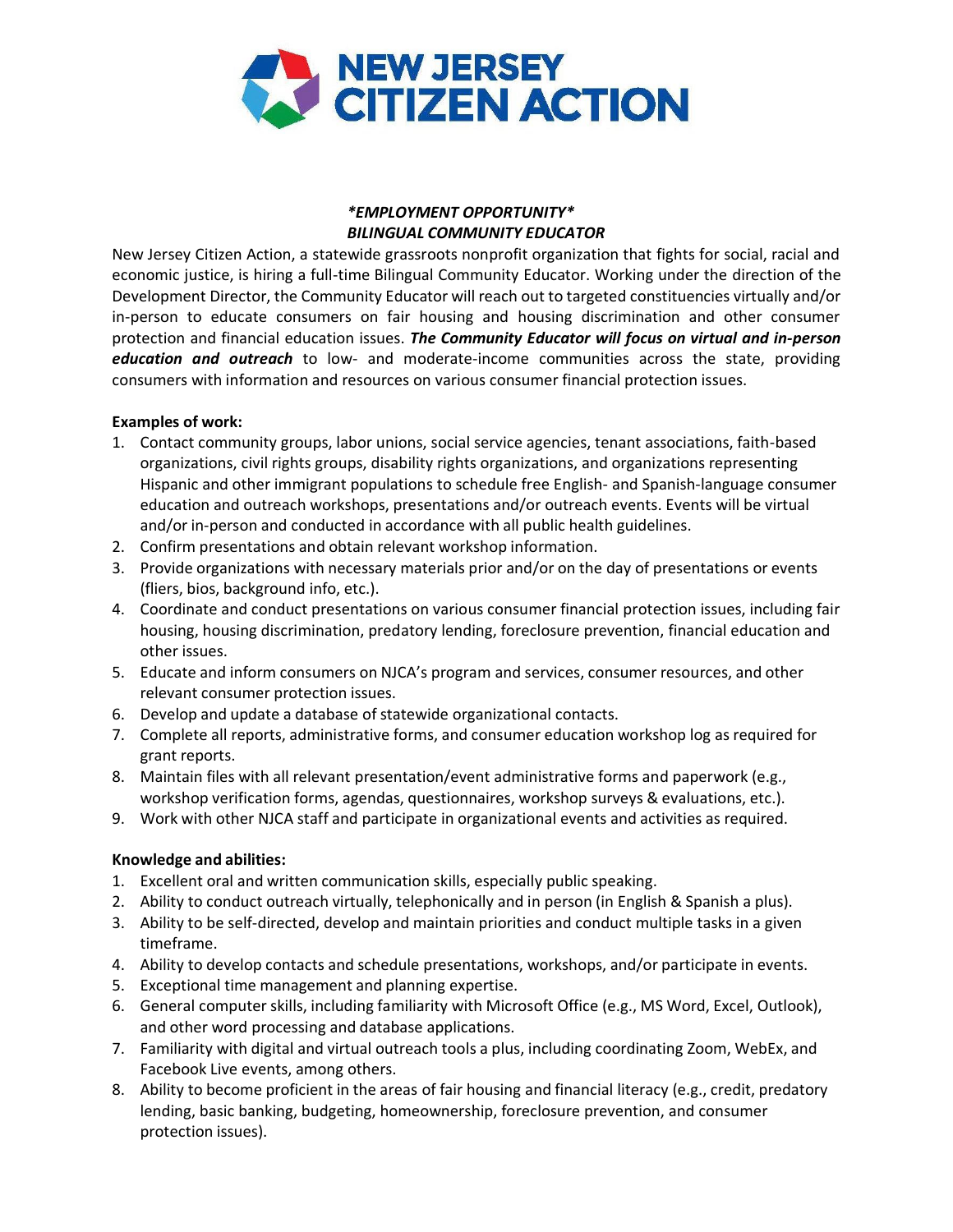**NEW JERSEY CITIZEN ACTION**

## *\*EMPLOYMENT OPPORTUNITY\**
## *BILINGUAL COMMUNITY EDUCATOR*

New Jersey Citizen Action, a statewide grassroots nonprofit organization that fights for social, racial and economic justice, is hiring a full-time Bilingual Community Educator. Working under the direction of the Development Director, the Community Educator will reach out to targeted constituencies virtually and/or in-person to educate consumers on fair housing and housing discrimination and other consumer protection and financial education issues. ***The Community Educator will focus on virtual and in-person education and outreach*** to low- and moderate-income communities across the state, providing consumers with information and resources on various consumer financial protection issues.

**Examples of work:**

1. Contact community groups, labor unions, social service agencies, tenant associations, faith-based organizations, civil rights groups, disability rights organizations, and organizations representing Hispanic and other immigrant populations to schedule free English- and Spanish-language consumer education and outreach workshops, presentations and/or outreach events. Events will be virtual and/or in-person and conducted in accordance with all public health guidelines.
2. Confirm presentations and obtain relevant workshop information.
3. Provide organizations with necessary materials prior and/or on the day of presentations or events (fliers, bios, background info, etc.).
4. Coordinate and conduct presentations on various consumer financial protection issues, including fair housing, housing discrimination, predatory lending, foreclosure prevention, financial education and other issues.
5. Educate and inform consumers on NJCA's program and services, consumer resources, and other relevant consumer protection issues.
6. Develop and update a database of statewide organizational contacts.
7. Complete all reports, administrative forms, and consumer education workshop log as required for grant reports.
8. Maintain files with all relevant presentation/event administrative forms and paperwork (e.g., workshop verification forms, agendas, questionnaires, workshop surveys & evaluations, etc.).
9. Work with other NJCA staff and participate in organizational events and activities as required.

**Knowledge and abilities:**

1. Excellent oral and written communication skills, especially public speaking.
2. Ability to conduct outreach virtually, telephonically and in person (in English & Spanish a plus).
3. Ability to be self-directed, develop and maintain priorities and conduct multiple tasks in a given timeframe.
4. Ability to develop contacts and schedule presentations, workshops, and/or participate in events.
5. Exceptional time management and planning expertise.
6. General computer skills, including familiarity with Microsoft Office (e.g., MS Word, Excel, Outlook), and other word processing and database applications.
7. Familiarity with digital and virtual outreach tools a plus, including coordinating Zoom, WebEx, and Facebook Live events, among others.
8. Ability to become proficient in the areas of fair housing and financial literacy (e.g., credit, predatory lending, basic banking, budgeting, homeownership, foreclosure prevention, and consumer protection issues).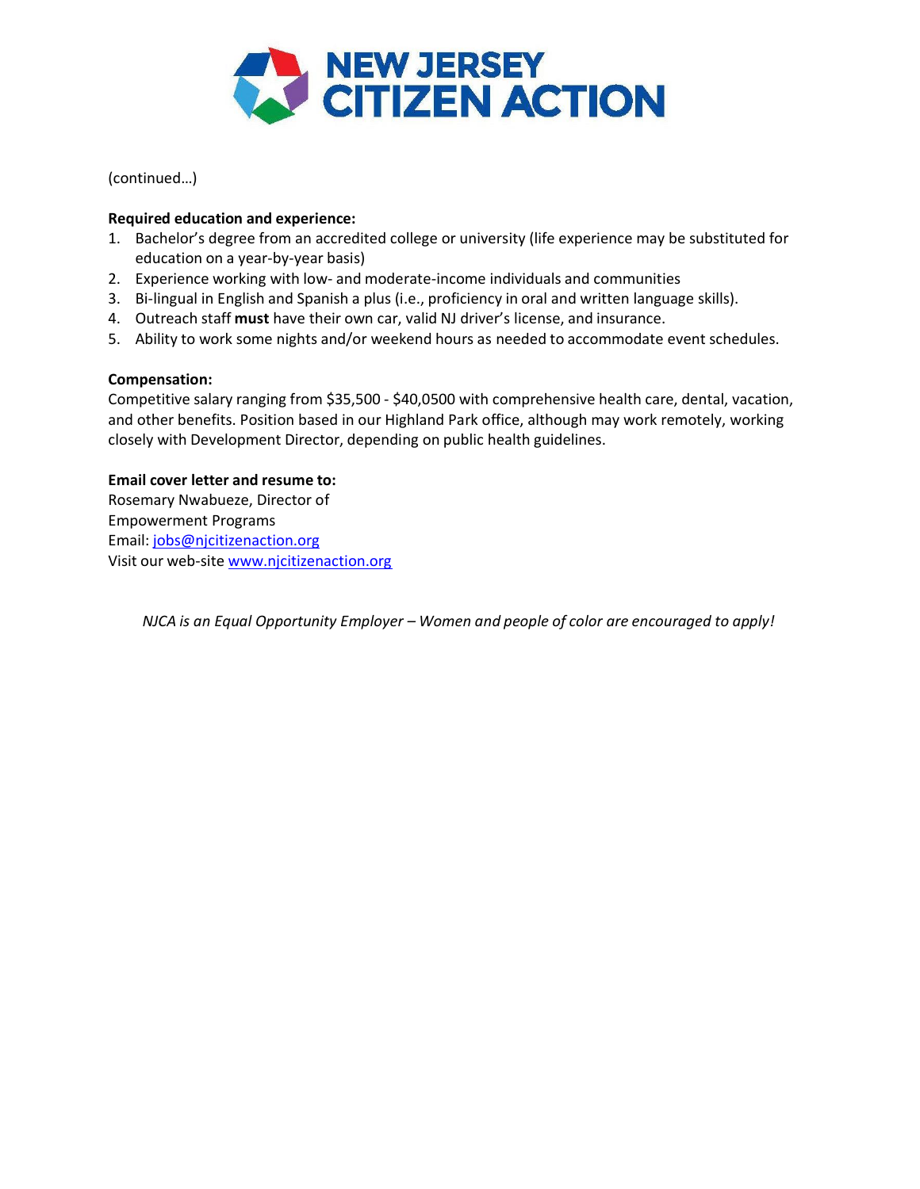(continued…)

**Required education and experience:**

1. Bachelor's degree from an accredited college or university (life experience may be substituted for education on a year-by-year basis)
2. Experience working with low- and moderate-income individuals and communities
3. Bi-lingual in English and Spanish a plus (i.e., proficiency in oral and written language skills).
4. Outreach staff **must** have their own car, valid NJ driver's license, and insurance.
5. Ability to work some nights and/or weekend hours as needed to accommodate event schedules.

**Compensation:**

Competitive salary ranging from $35,500 - $40,0500 with comprehensive health care, dental, vacation, and other benefits. Position based in our Highland Park office, although may work remotely, working closely with Development Director, depending on public health guidelines.

**Email cover letter and resume to:**

Rosemary Nwabueze, Director of
Empowerment Programs
Email: jobs@njcitizenaction.org
Visit our web-site www.njcitizenaction.org

*NJCA is an Equal Opportunity Employer – Women and people of color are encouraged to apply!*